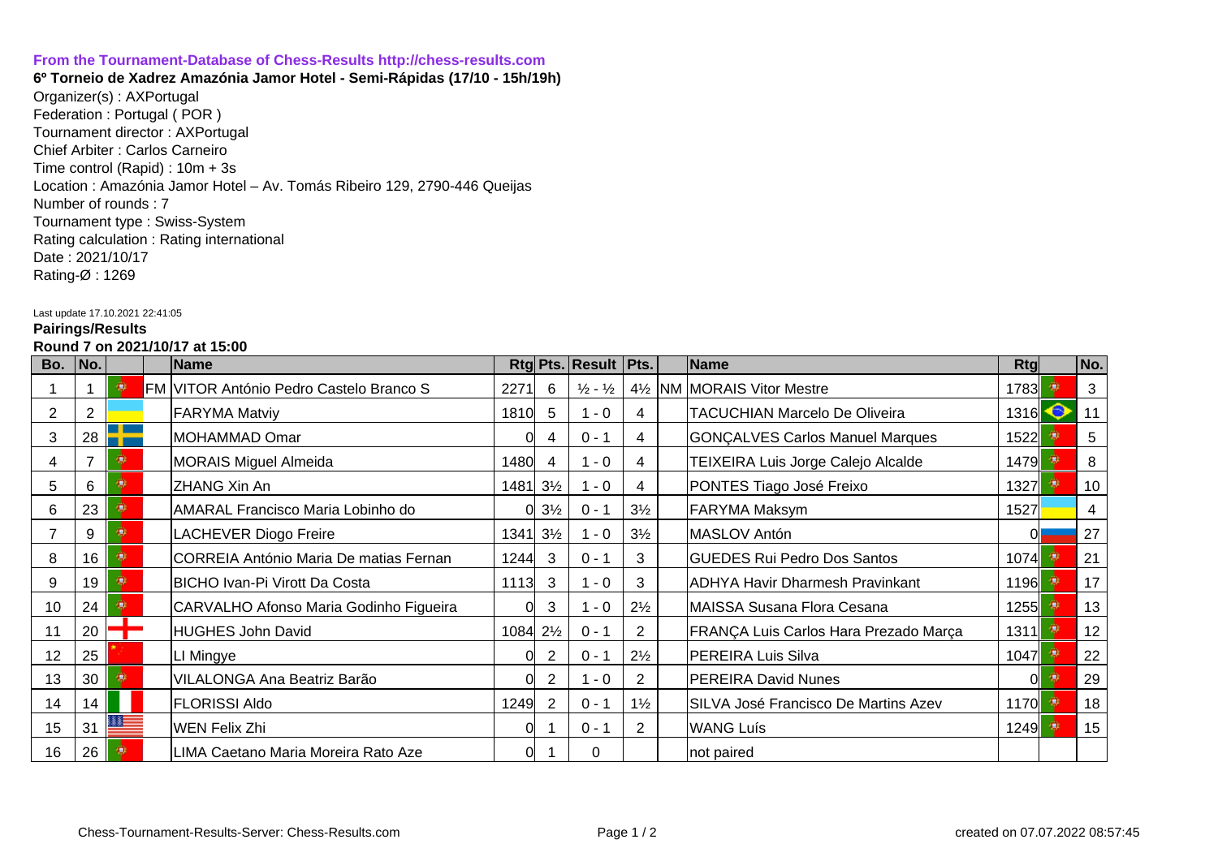**From the Tournament-Database of Chess-Results http://chess-results.com**

**6º Torneio de Xadrez Amazónia Jamor Hotel - Semi-Rápidas (17/10 - 15h/19h)**

Organizer(s) : AXPortugal
Federation : Portugal ( POR )
Tournament director : AXPortugal
Chief Arbiter : Carlos Carneiro
Time control (Rapid) : 10m + 3s
Location : Amazónia Jamor Hotel – Av. Tomás Ribeiro 129, 2790-446 Queijas
Number of rounds : 7
Tournament type : Swiss-System
Rating calculation : Rating international
Date : 2021/10/17
Rating-Ø : 1269

Last update 17.10.2021 22:41:05

**Pairings/Results**

**Round 7 on 2021/10/17 at 15:00**

| Bo. | No. | | | Name | Rtg | Pts. | Result | Pts. | | Name | Rtg | | No. |
|---|---|---|---|---|---|---|---|---|---|---|---|---|---|
| 1 | 1 | | FM | VITOR António Pedro Castelo Branco S | 2271 | 6 | ½ - ½ | 4½ | NM | MORAIS Vitor Mestre | 1783 | | 3 |
| 2 | 2 | | | FARYMA Matviy | 1810 | 5 | 1 - 0 | 4 | | TACUCHIAN Marcelo De Oliveira | 1316 | | 11 |
| 3 | 28 | | | MOHAMMAD Omar | 0 | 4 | 0 - 1 | 4 | | GONÇALVES Carlos Manuel Marques | 1522 | | 5 |
| 4 | 7 | | | MORAIS Miguel Almeida | 1480 | 4 | 1 - 0 | 4 | | TEIXEIRA Luis Jorge Calejo Alcalde | 1479 | | 8 |
| 5 | 6 | | | ZHANG Xin An | 1481 | 3½ | 1 - 0 | 4 | | PONTES Tiago José Freixo | 1327 | | 10 |
| 6 | 23 | | | AMARAL Francisco Maria Lobinho do | 0 | 3½ | 0 - 1 | 3½ | | FARYMA Maksym | 1527 | | 4 |
| 7 | 9 | | | LACHEVER Diogo Freire | 1341 | 3½ | 1 - 0 | 3½ | | MASLOV Antón | 0 | | 27 |
| 8 | 16 | | | CORREIA António Maria De matias Fernan | 1244 | 3 | 0 - 1 | 3 | | GUEDES Rui Pedro Dos Santos | 1074 | | 21 |
| 9 | 19 | | | BICHO Ivan-Pi Virott Da Costa | 1113 | 3 | 1 - 0 | 3 | | ADHYA Havir Dharmesh Pravinkant | 1196 | | 17 |
| 10 | 24 | | | CARVALHO Afonso Maria Godinho Figueira | 0 | 3 | 1 - 0 | 2½ | | MAISSA Susana Flora Cesana | 1255 | | 13 |
| 11 | 20 | | | HUGHES John David | 1084 | 2½ | 0 - 1 | 2 | | FRANÇA Luis Carlos Hara Prezado Março | 1311 | | 12 |
| 12 | 25 | | | LI Mingye | 0 | 2 | 0 - 1 | 2½ | | PEREIRA Luis Silva | 1047 | | 22 |
| 13 | 30 | | | VILALONGA Ana Beatriz Barão | 0 | 2 | 1 - 0 | 2 | | PEREIRA David Nunes | 0 | | 29 |
| 14 | 14 | | | FLORISSI Aldo | 1249 | 2 | 0 - 1 | 1½ | | SILVA José Francisco De Martins Azev | 1170 | | 18 |
| 15 | 31 | | | WEN Felix Zhi | 0 | 1 | 0 - 1 | 2 | | WANG Luís | 1249 | | 15 |
| 16 | 26 | | | LIMA Caetano Maria Moreira Rato Aze | 0 | 1 | 0 | | | not paired | | | |

Chess-Tournament-Results-Server: Chess-Results.com

created on 07.07.2022 08:57:45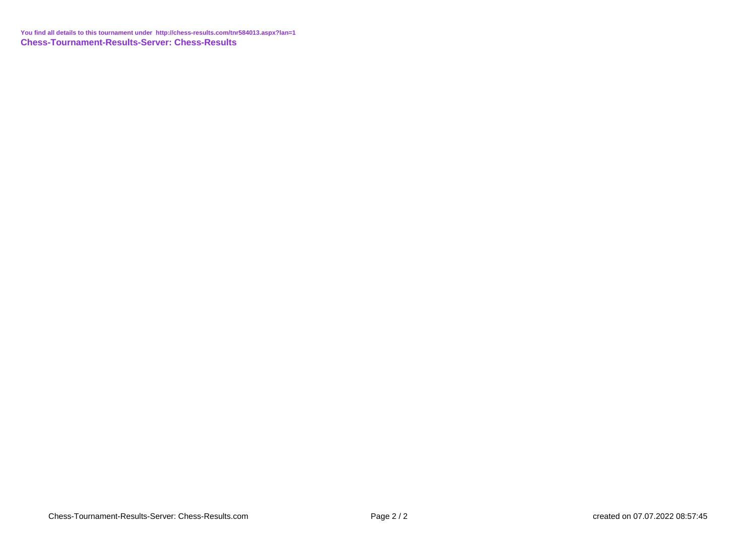**You find all details to this tournament under http://chess-results.com/tnr584013.aspx?lan=1**

**Chess-Tournament-Results-Server: Chess-Results**